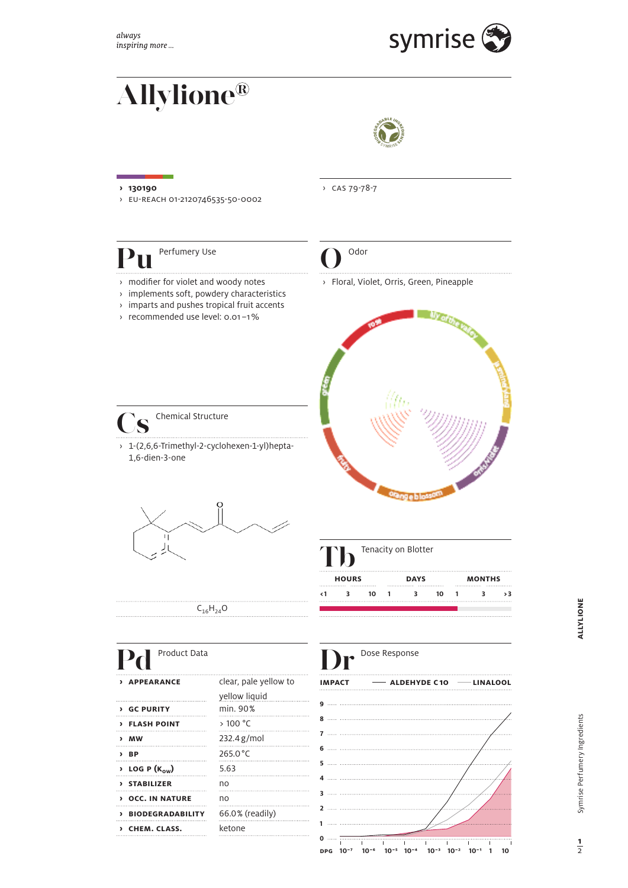# Allylione®

› **130190**
› EU-REACH 01-2120746535-50-0002

› CAS 79-78-7

## Pu Perfumery Use

- modifier for violet and woody notes
- implements soft, powdery characteristics
- imparts and pushes tropical fruit accents
- recommended use level: 0.01–1%

## O Odor

- Floral, Violet, Orris, Green, Pineapple

## Cs Chemical Structure

- 1-(2,6,6-Trimethyl-2-cyclohexen-1-yl)hepta-1,6-dien-3-one

$C_{16}H_{24}O$

## Tb Tenacity on Blotter

| HOURS | | | DAYS | | | MONTHS | | |
|---|---|---|---|---|---|---|---|---|
| <1 | 3 | 10 | 1 | 3 | 10 | 1 | 3 | >3 |

## Pd Product Data

| | |
|---|---|
| › **APPEARANCE** | clear, pale yellow to yellow liquid |
| › **GC PURITY** | min. 90% |
| › **FLASH POINT** | > 100 °C |
| › **MW** | 232.4 g/mol |
| › **BP** | 265.0 °C |
| › **LOG P ($K_{OW}$)** | 5.63 |
| › **STABILIZER** | no |
| › **OCC. IN NATURE** | no |
| › **BIODEGRADABILITY** | 66.0% (readily) |
| › **CHEM. CLASS.** | ketone |

## Dr Dose Response

IMPACT — ALDEHYDE C10 — LINALOOL

DPG $10^{-7}$ $10^{-6}$ $10^{-5}$ $10^{-4}$ $10^{-3}$ $10^{-2}$ $10^{-1}$ 1 10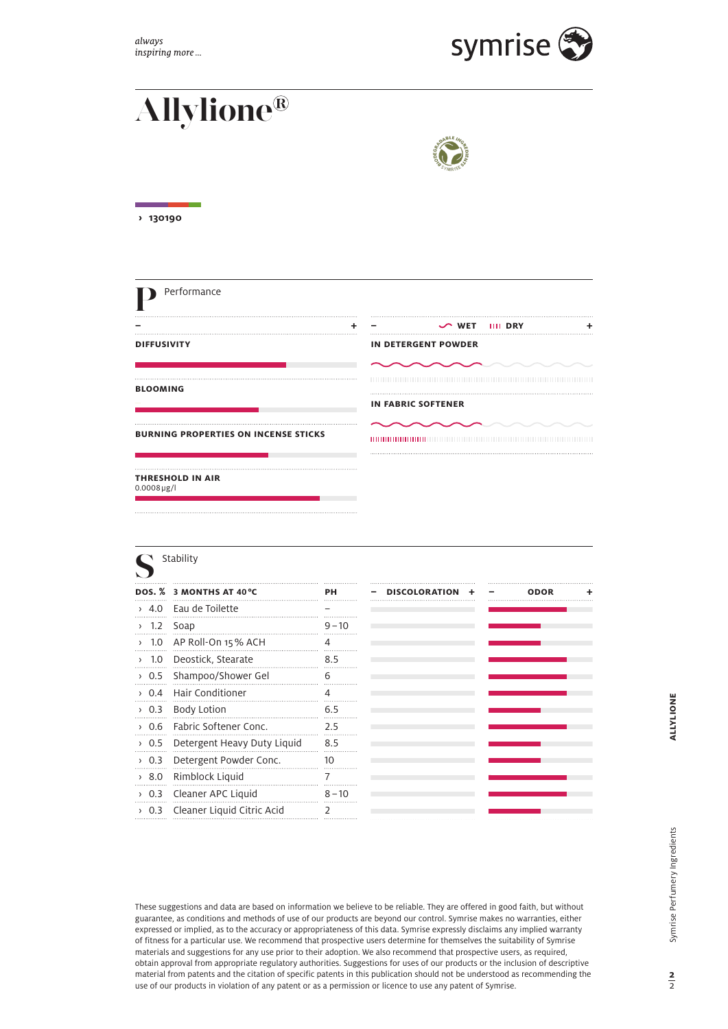*always inspiring more ...*

symrise

# Allylione®

› 130190

## P Performance

– +

DIFFUSIVITY

BLOOMING

BURNING PROPERTIES ON INCENSE STICKS

THRESHOLD IN AIR
0.0008 µg/l

– WET DRY +

IN DETERGENT POWDER

IN FABRIC SOFTENER

## S Stability

| DOS. % | 3 MONTHS AT 40 °C | PH | – DISCOLORATION + | – ODOR + |
|---|---|---|---|---|
| › 4.0 | Eau de Toilette | – | | |
| › 1.2 | Soap | 9 – 10 | | |
| › 1.0 | AP Roll-On 15 % ACH | 4 | | |
| › 1.0 | Deostick, Stearate | 8.5 | | |
| › 0.5 | Shampoo/Shower Gel | 6 | | |
| › 0.4 | Hair Conditioner | 4 | | |
| › 0.3 | Body Lotion | 6.5 | | |
| › 0.6 | Fabric Softener Conc. | 2.5 | | |
| › 0.5 | Detergent Heavy Duty Liquid | 8.5 | | |
| › 0.3 | Detergent Powder Conc. | 10 | | |
| › 8.0 | Rimblock Liquid | 7 | | |
| › 0.3 | Cleaner APC Liquid | 8 – 10 | | |
| › 0.3 | Cleaner Liquid Citric Acid | 2 | | |

These suggestions and data are based on information we believe to be reliable. They are offered in good faith, but without guarantee, as conditions and methods of use of our products are beyond our control. Symrise makes no warranties, either expressed or implied, as to the accuracy or appropriateness of this data. Symrise expressly disclaims any implied warranty of fitness for a particular use. We recommend that prospective users determine for themselves the suitability of Symrise materials and suggestions for any use prior to their adoption. We also recommend that prospective users, as required, obtain approval from appropriate regulatory authorities. Suggestions for uses of our products or the inclusion of descriptive material from patents and the citation of specific patents in this publication should not be understood as recommending the use of our products in violation of any patent or as a permission or licence to use any patent of Symrise.